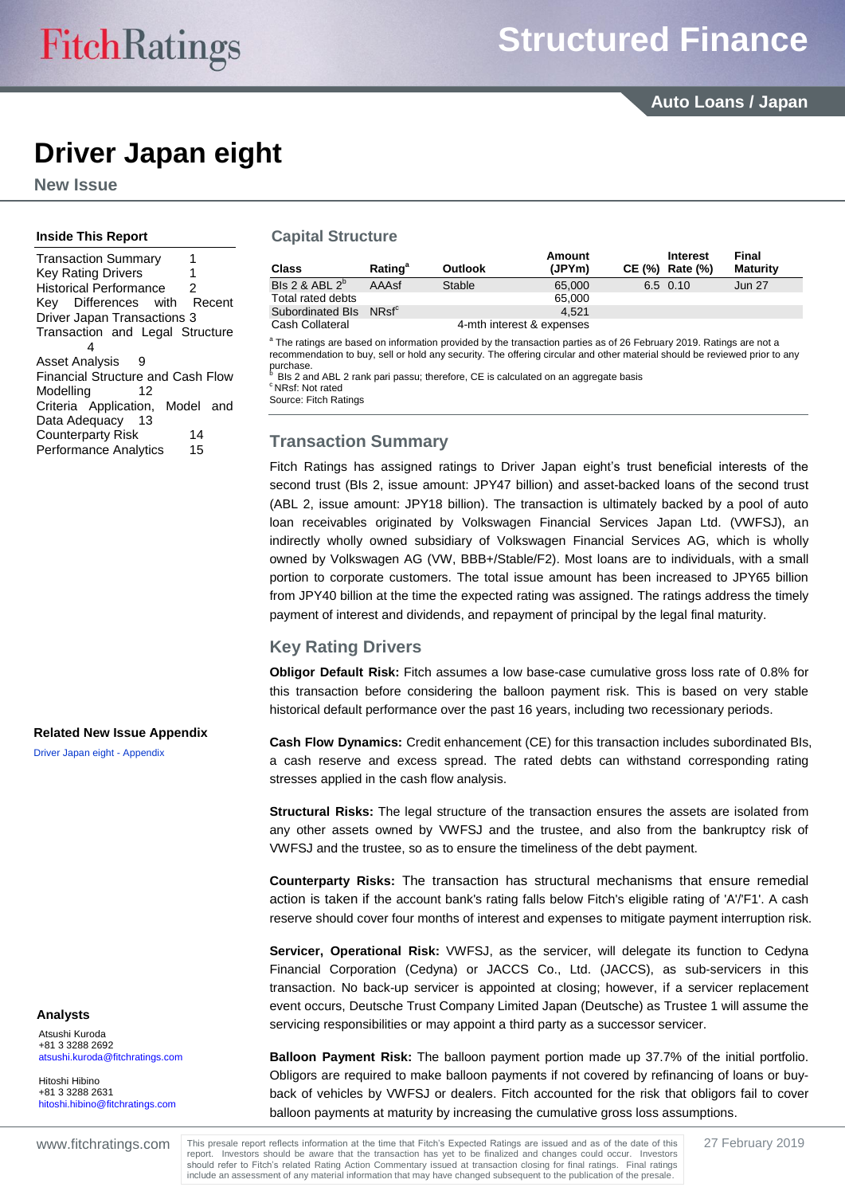# Driver Japan eight

## New Issue

### Inside This Report

- Transaction Summary 1
- Key Rating Drivers 1
- Historical Performance 2
- Key Differences with Recent Driver Japan Transactions 3
- Transaction and Legal Structure 4
- Asset Analysis 9
- Financial Structure and Cash Flow Modelling 12
- Criteria Application, Model and Data Adequacy 13
- Counterparty Risk 14
- Performance Analytics 15

### Related New Issue Appendix

Driver Japan eight - Appendix

### Analysts

Atsushi Kuroda
+81 3 3288 2692
atsushi.kuroda@fitchratings.com

Hitoshi Hibino
+81 3 3288 2631
hitoshi.hibino@fitchratings.com

## Capital Structure

| Class | Rating[a] | Outlook | Amount (JPYm) | CE (%) | Interest Rate (%) | Final Maturity |
|---|---|---|---|---|---|---|
| BIs 2 & ABL 2[b] | AAAsf | Stable | 65,000 | 6.5 | 0.10 | Jun 27 |
| Total rated debts | | | 65,000 | | | |
| Subordinated BIs | NRsf[c] | | 4,521 | | | |
| Cash Collateral | | | 4-mth interest & expenses | | | |

[a] The ratings are based on information provided by the transaction parties as of 26 February 2019. Ratings are not a recommendation to buy, sell or hold any security. The offering circular and other material should be reviewed prior to any purchase.
[b] BIs 2 and ABL 2 rank pari passu; therefore, CE is calculated on an aggregate basis
[c] NRsf: Not rated
Source: Fitch Ratings

## Transaction Summary

Fitch Ratings has assigned ratings to Driver Japan eight's trust beneficial interests of the second trust (BIs 2, issue amount: JPY47 billion) and asset-backed loans of the second trust (ABL 2, issue amount: JPY18 billion). The transaction is ultimately backed by a pool of auto loan receivables originated by Volkswagen Financial Services Japan Ltd. (VWFSJ), an indirectly wholly owned subsidiary of Volkswagen Financial Services AG, which is wholly owned by Volkswagen AG (VW, BBB+/Stable/F2). Most loans are to individuals, with a small portion to corporate customers. The total issue amount has been increased to JPY65 billion from JPY40 billion at the time the expected rating was assigned. The ratings address the timely payment of interest and dividends, and repayment of principal by the legal final maturity.

## Key Rating Drivers

**Obligor Default Risk:** Fitch assumes a low base-case cumulative gross loss rate of 0.8% for this transaction before considering the balloon payment risk. This is based on very stable historical default performance over the past 16 years, including two recessionary periods.

**Cash Flow Dynamics:** Credit enhancement (CE) for this transaction includes subordinated BIs, a cash reserve and excess spread. The rated debts can withstand corresponding rating stresses applied in the cash flow analysis.

**Structural Risks:** The legal structure of the transaction ensures the assets are isolated from any other assets owned by VWFSJ and the trustee, and also from the bankruptcy risk of VWFSJ and the trustee, so as to ensure the timeliness of the debt payment.

**Counterparty Risks:** The transaction has structural mechanisms that ensure remedial action is taken if the account bank's rating falls below Fitch's eligible rating of 'A'/'F1'. A cash reserve should cover four months of interest and expenses to mitigate payment interruption risk.

**Servicer, Operational Risk:** VWFSJ, as the servicer, will delegate its function to Cedyna Financial Corporation (Cedyna) or JACCS Co., Ltd. (JACCS), as sub-servicers in this transaction. No back-up servicer is appointed at closing; however, if a servicer replacement event occurs, Deutsche Trust Company Limited Japan (Deutsche) as Trustee 1 will assume the servicing responsibilities or may appoint a third party as a successor servicer.

**Balloon Payment Risk:** The balloon payment portion made up 37.7% of the initial portfolio. Obligors are required to make balloon payments if not covered by refinancing of loans or buy-back of vehicles by VWFSJ or dealers. Fitch accounted for the risk that obligors fail to cover balloon payments at maturity by increasing the cumulative gross loss assumptions.

This presale report reflects information at the time that Fitch's Expected Ratings are issued and as of the date of this report. Investors should be aware that the transaction has yet to be finalized and changes could occur. Investors should refer to Fitch's related Rating Action Commentary issued at transaction closing for final ratings. Final ratings include an assessment of any material information that may have changed subsequent to the publication of the presale.

27 February 2019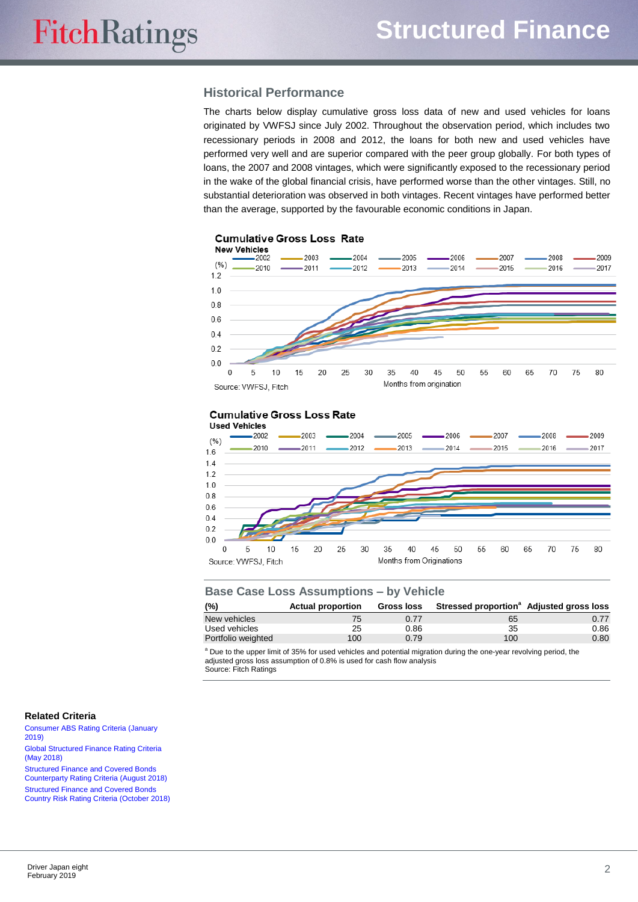## Historical Performance

The charts below display cumulative gross loss data of new and used vehicles for loans originated by VWFSJ since July 2002. Throughout the observation period, which includes two recessionary periods in 2008 and 2012, the loans for both new and used vehicles have performed very well and are superior compared with the peer group globally. For both types of loans, the 2007 and 2008 vintages, which were significantly exposed to the recessionary period in the wake of the global financial crisis, have performed worse than the other vintages. Still, no substantial deterioration was observed in both vintages. Recent vintages have performed better than the average, supported by the favourable economic conditions in Japan.

**Cumulative Gross Loss Rate**
**New Vehicles**

Source: VWFSJ, Fitch

**Cumulative Gross Loss Rate**
**Used Vehicles**

Source: VWFSJ, Fitch

### Base Case Loss Assumptions – by Vehicle

| (%) | Actual proportion | Gross loss | Stressed proportion[a] | Adjusted gross loss |
|---|---|---|---|---|
| New vehicles | 75 | 0.77 | 65 | 0.77 |
| Used vehicles | 25 | 0.86 | 35 | 0.86 |
| Portfolio weighted | 100 | 0.79 | 100 | 0.80 |

[a] Due to the upper limit of 35% for used vehicles and potential migration during the one-year revolving period, the adjusted gross loss assumption of 0.8% is used for cash flow analysis
Source: Fitch Ratings

### Related Criteria

Consumer ABS Rating Criteria (January 2019)
Global Structured Finance Rating Criteria (May 2018)
Structured Finance and Covered Bonds Counterparty Rating Criteria (August 2018)
Structured Finance and Covered Bonds Country Risk Rating Criteria (October 2018)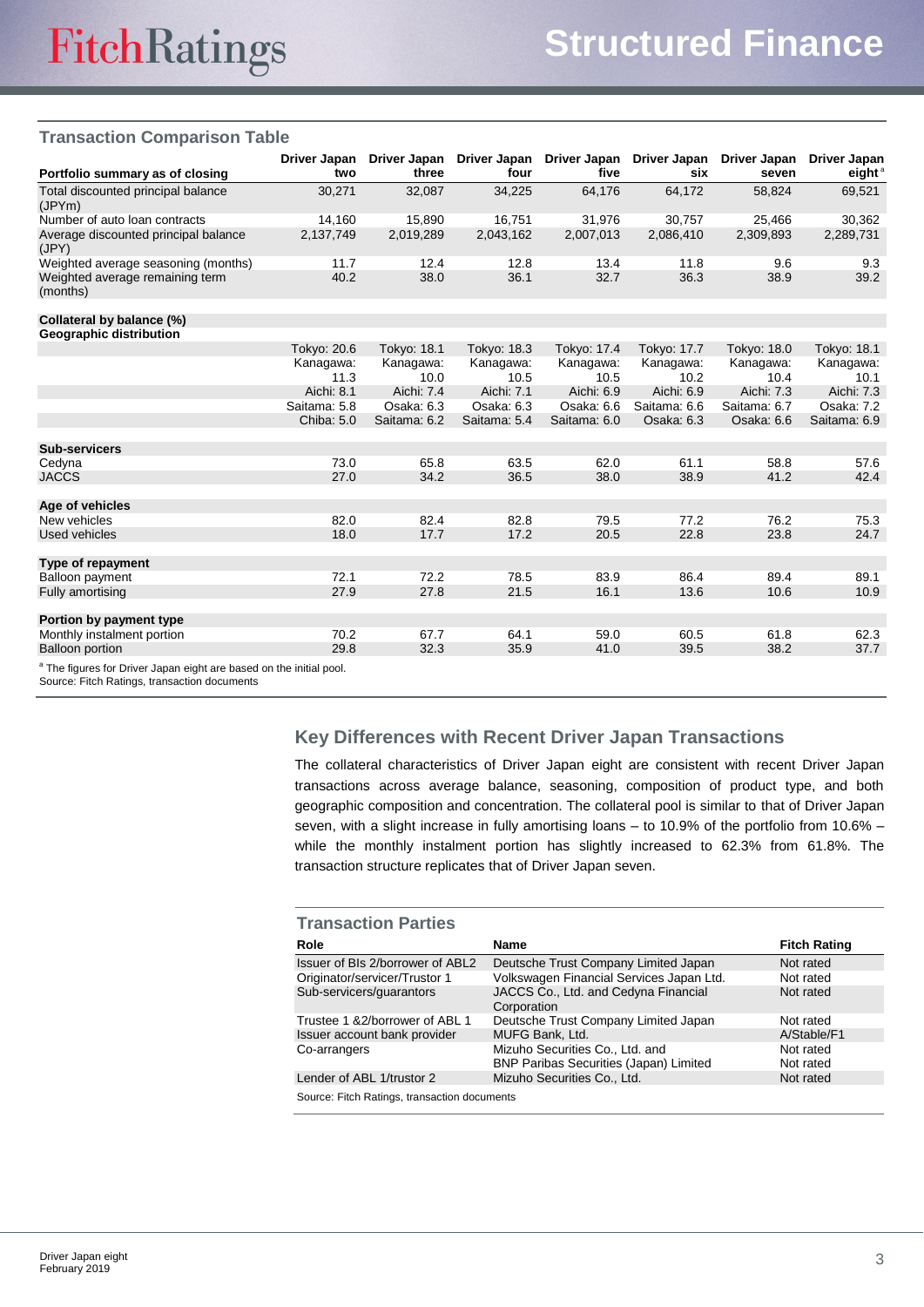## Transaction Comparison Table

| Portfolio summary as of closing | Driver Japan two | Driver Japan three | Driver Japan four | Driver Japan five | Driver Japan six | Driver Japan seven | Driver Japan eight[a] |
|---|---|---|---|---|---|---|---|
| Total discounted principal balance (JPYm) | 30,271 | 32,087 | 34,225 | 64,176 | 64,172 | 58,824 | 69,521 |
| Number of auto loan contracts | 14,160 | 15,890 | 16,751 | 31,976 | 30,757 | 25,466 | 30,362 |
| Average discounted principal balance (JPY) | 2,137,749 | 2,019,289 | 2,043,162 | 2,007,013 | 2,086,410 | 2,309,893 | 2,289,731 |
| Weighted average seasoning (months) | 11.7 | 12.4 | 12.8 | 13.4 | 11.8 | 9.6 | 9.3 |
| Weighted average remaining term (months) | 40.2 | 38.0 | 36.1 | 32.7 | 36.3 | 38.9 | 39.2 |
| **Collateral by balance (%)** | | | | | | | |
| **Geographic distribution** | | | | | | | |
| | Tokyo: 20.6 | Tokyo: 18.1 | Tokyo: 18.3 | Tokyo: 17.4 | Tokyo: 17.7 | Tokyo: 18.0 | Tokyo: 18.1 |
| | Kanagawa: 11.3 | Kanagawa: 10.0 | Kanagawa: 10.5 | Kanagawa: 10.5 | Kanagawa: 10.2 | Kanagawa: 10.4 | Kanagawa: 10.1 |
| | Aichi: 8.1 | Aichi: 7.4 | Aichi: 7.1 | Aichi: 6.9 | Aichi: 6.9 | Aichi: 7.3 | Aichi: 7.3 |
| | Saitama: 5.8 | Osaka: 6.3 | Osaka: 6.3 | Osaka: 6.6 | Saitama: 6.6 | Saitama: 6.7 | Osaka: 7.2 |
| | Chiba: 5.0 | Saitama: 6.2 | Saitama: 5.4 | Saitama: 6.0 | Osaka: 6.3 | Osaka: 6.6 | Saitama: 6.9 |
| **Sub-servicers** | | | | | | | |
| Cedyna | 73.0 | 65.8 | 63.5 | 62.0 | 61.1 | 58.8 | 57.6 |
| JACCS | 27.0 | 34.2 | 36.5 | 38.0 | 38.9 | 41.2 | 42.4 |
| **Age of vehicles** | | | | | | | |
| New vehicles | 82.0 | 82.4 | 82.8 | 79.5 | 77.2 | 76.2 | 75.3 |
| Used vehicles | 18.0 | 17.7 | 17.2 | 20.5 | 22.8 | 23.8 | 24.7 |
| **Type of repayment** | | | | | | | |
| Balloon payment | 72.1 | 72.2 | 78.5 | 83.9 | 86.4 | 89.4 | 89.1 |
| Fully amortising | 27.9 | 27.8 | 21.5 | 16.1 | 13.6 | 10.6 | 10.9 |
| **Portion by payment type** | | | | | | | |
| Monthly instalment portion | 70.2 | 67.7 | 64.1 | 59.0 | 60.5 | 61.8 | 62.3 |
| Balloon portion | 29.8 | 32.3 | 35.9 | 41.0 | 39.5 | 38.2 | 37.7 |

[a] The figures for Driver Japan eight are based on the initial pool.
Source: Fitch Ratings, transaction documents

## Key Differences with Recent Driver Japan Transactions

The collateral characteristics of Driver Japan eight are consistent with recent Driver Japan transactions across average balance, seasoning, composition of product type, and both geographic composition and concentration. The collateral pool is similar to that of Driver Japan seven, with a slight increase in fully amortising loans – to 10.9% of the portfolio from 10.6% – while the monthly instalment portion has slightly increased to 62.3% from 61.8%. The transaction structure replicates that of Driver Japan seven.

## Transaction Parties

| Role | Name | Fitch Rating |
|---|---|---|
| Issuer of BIs 2/borrower of ABL2 | Deutsche Trust Company Limited Japan | Not rated |
| Originator/servicer/Trustor 1 | Volkswagen Financial Services Japan Ltd. | Not rated |
| Sub-servicers/guarantors | JACCS Co., Ltd. and Cedyna Financial Corporation | Not rated |
| Trustee 1 &2/borrower of ABL 1 | Deutsche Trust Company Limited Japan | Not rated |
| Issuer account bank provider | MUFG Bank, Ltd. | A/Stable/F1 |
| Co-arrangers | Mizuho Securities Co., Ltd. and BNP Paribas Securities (Japan) Limited | Not rated<br>Not rated |
| Lender of ABL 1/trustor 2 | Mizuho Securities Co., Ltd. | Not rated |

Source: Fitch Ratings, transaction documents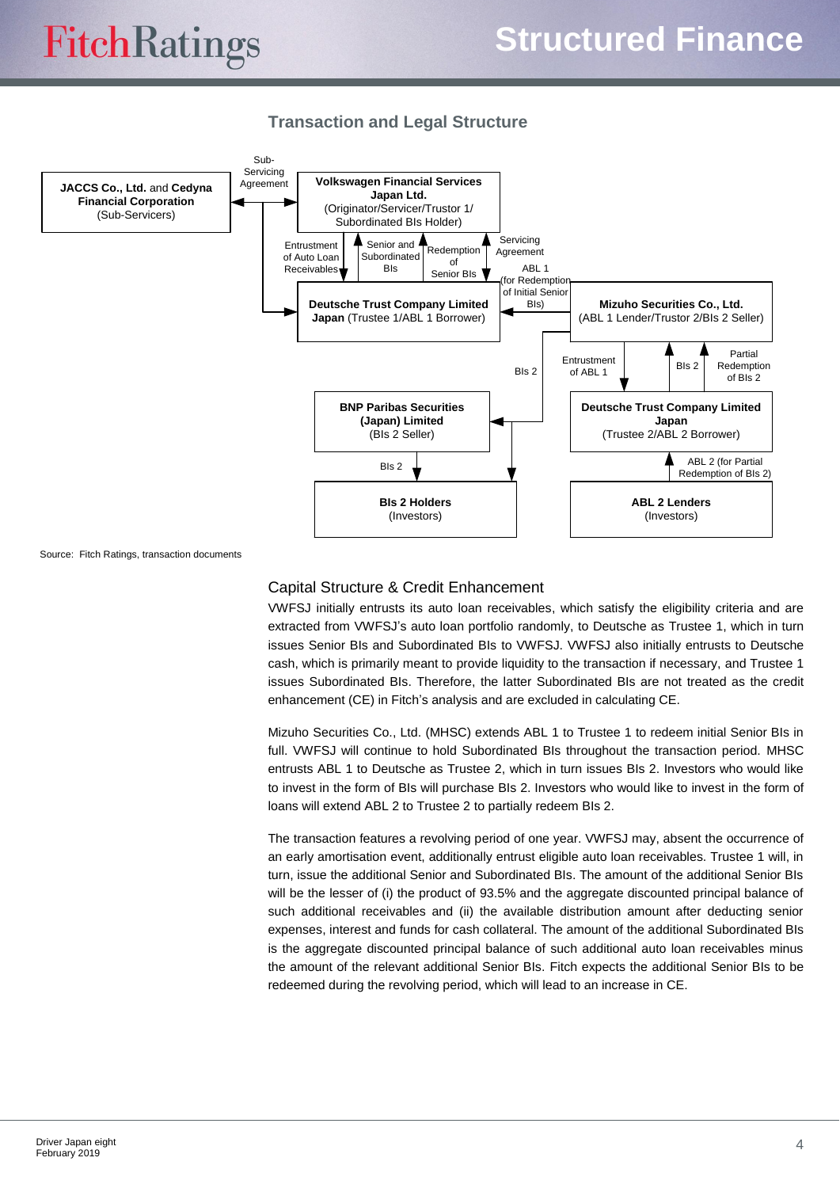## Transaction and Legal Structure

JACCS Co., Ltd. and Cedyna Financial Corporation (Sub-Servicers)

Sub-Servicing Agreement

Volkswagen Financial Services Japan Ltd. (Originator/Servicer/Trustor 1/ Subordinated BIs Holder)

Entrustment of Auto Loan Receivables

Senior and Subordinated BIs

Redemption of Senior BIs

Servicing Agreement

ABL 1 (for Redemption of Initial Senior BIs)

Deutsche Trust Company Limited Japan (Trustee 1/ABL 1 Borrower)

Mizuho Securities Co., Ltd. (ABL 1 Lender/Trustor 2/BIs 2 Seller)

BIs 2

Entrustment of ABL 1

BIs 2

Partial Redemption of BIs 2

BNP Paribas Securities (Japan) Limited (BIs 2 Seller)

Deutsche Trust Company Limited Japan (Trustee 2/ABL 2 Borrower)

BIs 2

ABL 2 (for Partial Redemption of BIs 2)

BIs 2 Holders (Investors)

ABL 2 Lenders (Investors)

Source: Fitch Ratings, transaction documents

## Capital Structure & Credit Enhancement

VWFSJ initially entrusts its auto loan receivables, which satisfy the eligibility criteria and are extracted from VWFSJ's auto loan portfolio randomly, to Deutsche as Trustee 1, which in turn issues Senior BIs and Subordinated BIs to VWFSJ. VWFSJ also initially entrusts to Deutsche cash, which is primarily meant to provide liquidity to the transaction if necessary, and Trustee 1 issues Subordinated BIs. Therefore, the latter Subordinated BIs are not treated as the credit enhancement (CE) in Fitch's analysis and are excluded in calculating CE.

Mizuho Securities Co., Ltd. (MHSC) extends ABL 1 to Trustee 1 to redeem initial Senior BIs in full. VWFSJ will continue to hold Subordinated BIs throughout the transaction period. MHSC entrusts ABL 1 to Deutsche as Trustee 2, which in turn issues BIs 2. Investors who would like to invest in the form of BIs will purchase BIs 2. Investors who would like to invest in the form of loans will extend ABL 2 to Trustee 2 to partially redeem BIs 2.

The transaction features a revolving period of one year. VWFSJ may, absent the occurrence of an early amortisation event, additionally entrust eligible auto loan receivables. Trustee 1 will, in turn, issue the additional Senior and Subordinated BIs. The amount of the additional Senior BIs will be the lesser of (i) the product of 93.5% and the aggregate discounted principal balance of such additional receivables and (ii) the available distribution amount after deducting senior expenses, interest and funds for cash collateral. The amount of the additional Subordinated BIs is the aggregate discounted principal balance of such additional auto loan receivables minus the amount of the relevant additional Senior BIs. Fitch expects the additional Senior BIs to be redeemed during the revolving period, which will lead to an increase in CE.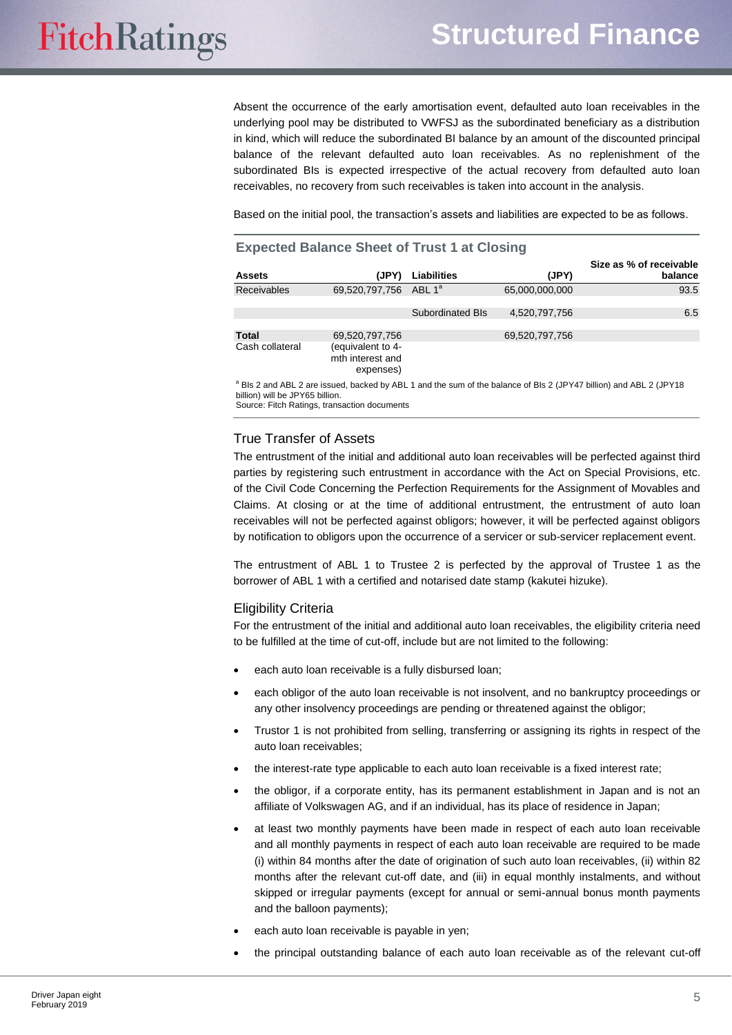Absent the occurrence of the early amortisation event, defaulted auto loan receivables in the underlying pool may be distributed to VWFSJ as the subordinated beneficiary as a distribution in kind, which will reduce the subordinated BI balance by an amount of the discounted principal balance of the relevant defaulted auto loan receivables. As no replenishment of the subordinated BIs is expected irrespective of the actual recovery from defaulted auto loan receivables, no recovery from such receivables is taken into account in the analysis.

Based on the initial pool, the transaction's assets and liabilities are expected to be as follows.

### Expected Balance Sheet of Trust 1 at Closing

| Assets | (JPY) | Liabilities | (JPY) | Size as % of receivable balance |
|---|---|---|---|---|
| Receivables | 69,520,797,756 | ABL 1[a] | 65,000,000,000 | 93.5 |
| | | Subordinated BIs | 4,520,797,756 | 6.5 |
| **Total** | 69,520,797,756 | | 69,520,797,756 | |
| Cash collateral | (equivalent to 4-mth interest and expenses) | | | |

[a] BIs 2 and ABL 2 are issued, backed by ABL 1 and the sum of the balance of BIs 2 (JPY47 billion) and ABL 2 (JPY18 billion) will be JPY65 billion.
Source: Fitch Ratings, transaction documents

## True Transfer of Assets

The entrustment of the initial and additional auto loan receivables will be perfected against third parties by registering such entrustment in accordance with the Act on Special Provisions, etc. of the Civil Code Concerning the Perfection Requirements for the Assignment of Movables and Claims. At closing or at the time of additional entrustment, the entrustment of auto loan receivables will not be perfected against obligors; however, it will be perfected against obligors by notification to obligors upon the occurrence of a servicer or sub-servicer replacement event.

The entrustment of ABL 1 to Trustee 2 is perfected by the approval of Trustee 1 as the borrower of ABL 1 with a certified and notarised date stamp (kakutei hizuke).

## Eligibility Criteria

For the entrustment of the initial and additional auto loan receivables, the eligibility criteria need to be fulfilled at the time of cut-off, include but are not limited to the following:

- each auto loan receivable is a fully disbursed loan;
- each obligor of the auto loan receivable is not insolvent, and no bankruptcy proceedings or any other insolvency proceedings are pending or threatened against the obligor;
- Trustor 1 is not prohibited from selling, transferring or assigning its rights in respect of the auto loan receivables;
- the interest-rate type applicable to each auto loan receivable is a fixed interest rate;
- the obligor, if a corporate entity, has its permanent establishment in Japan and is not an affiliate of Volkswagen AG, and if an individual, has its place of residence in Japan;
- at least two monthly payments have been made in respect of each auto loan receivable and all monthly payments in respect of each auto loan receivable are required to be made (i) within 84 months after the date of origination of such auto loan receivables, (ii) within 82 months after the relevant cut-off date, and (iii) in equal monthly instalments, and without skipped or irregular payments (except for annual or semi-annual bonus month payments and the balloon payments);
- each auto loan receivable is payable in yen;
- the principal outstanding balance of each auto loan receivable as of the relevant cut-off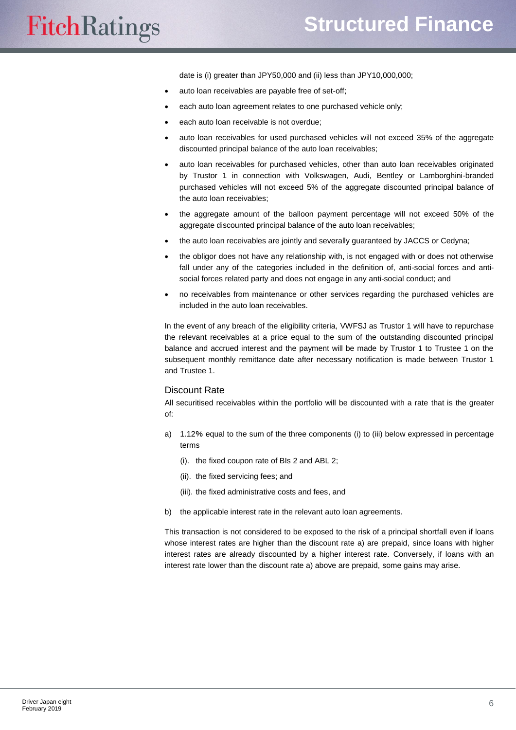date is (i) greater than JPY50,000 and (ii) less than JPY10,000,000;

- auto loan receivables are payable free of set-off;
- each auto loan agreement relates to one purchased vehicle only;
- each auto loan receivable is not overdue;
- auto loan receivables for used purchased vehicles will not exceed 35% of the aggregate discounted principal balance of the auto loan receivables;
- auto loan receivables for purchased vehicles, other than auto loan receivables originated by Trustor 1 in connection with Volkswagen, Audi, Bentley or Lamborghini-branded purchased vehicles will not exceed 5% of the aggregate discounted principal balance of the auto loan receivables;
- the aggregate amount of the balloon payment percentage will not exceed 50% of the aggregate discounted principal balance of the auto loan receivables;
- the auto loan receivables are jointly and severally guaranteed by JACCS or Cedyna;
- the obligor does not have any relationship with, is not engaged with or does not otherwise fall under any of the categories included in the definition of, anti-social forces and anti-social forces related party and does not engage in any anti-social conduct; and
- no receivables from maintenance or other services regarding the purchased vehicles are included in the auto loan receivables.

In the event of any breach of the eligibility criteria, VWFSJ as Trustor 1 will have to repurchase the relevant receivables at a price equal to the sum of the outstanding discounted principal balance and accrued interest and the payment will be made by Trustor 1 to Trustee 1 on the subsequent monthly remittance date after necessary notification is made between Trustor 1 and Trustee 1.

## Discount Rate

All securitised receivables within the portfolio will be discounted with a rate that is the greater of:

a) 1.12% equal to the sum of the three components (i) to (iii) below expressed in percentage terms

   (i). the fixed coupon rate of BIs 2 and ABL 2;

   (ii). the fixed servicing fees; and

   (iii). the fixed administrative costs and fees, and

b) the applicable interest rate in the relevant auto loan agreements.

This transaction is not considered to be exposed to the risk of a principal shortfall even if loans whose interest rates are higher than the discount rate a) are prepaid, since loans with higher interest rates are already discounted by a higher interest rate. Conversely, if loans with an interest rate lower than the discount rate a) above are prepaid, some gains may arise.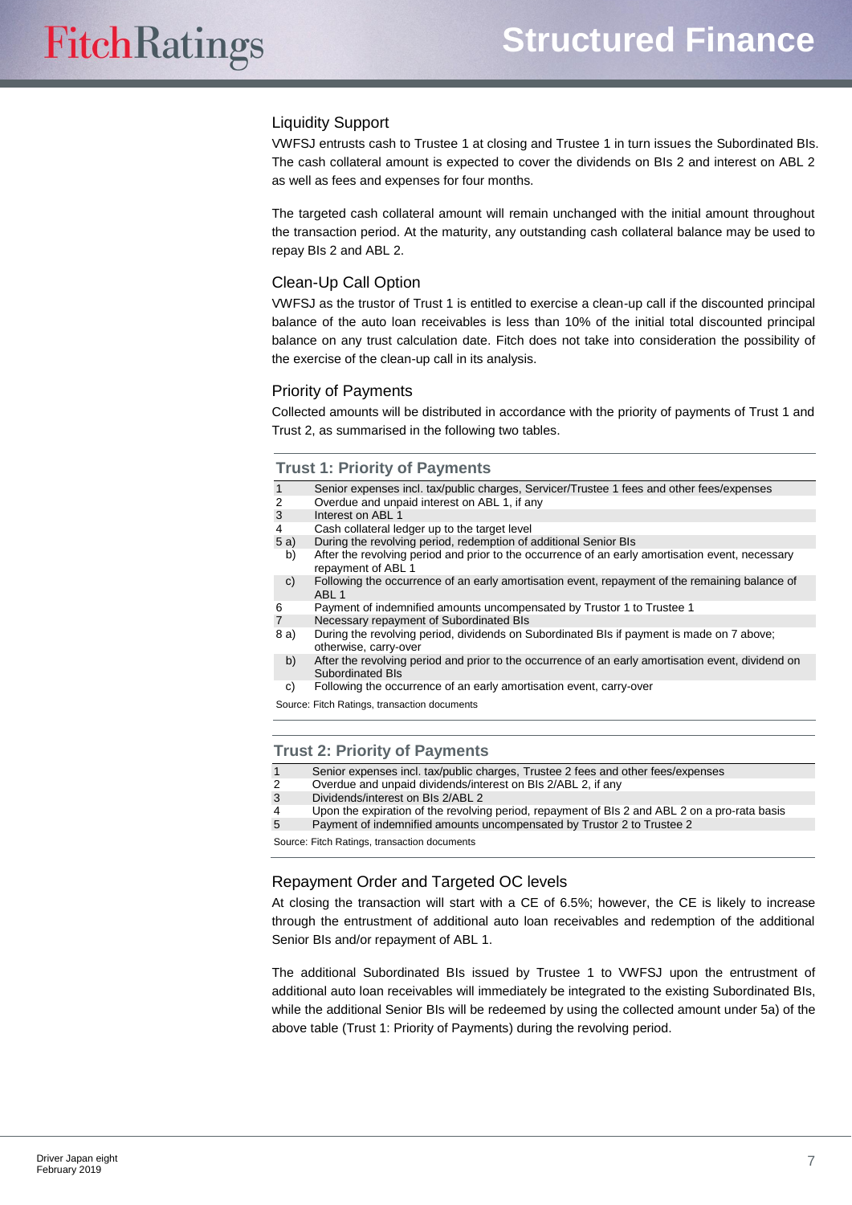## Liquidity Support

VWFSJ entrusts cash to Trustee 1 at closing and Trustee 1 in turn issues the Subordinated BIs. The cash collateral amount is expected to cover the dividends on BIs 2 and interest on ABL 2 as well as fees and expenses for four months.

The targeted cash collateral amount will remain unchanged with the initial amount throughout the transaction period. At the maturity, any outstanding cash collateral balance may be used to repay BIs 2 and ABL 2.

## Clean-Up Call Option

VWFSJ as the trustor of Trust 1 is entitled to exercise a clean-up call if the discounted principal balance of the auto loan receivables is less than 10% of the initial total discounted principal balance on any trust calculation date. Fitch does not take into consideration the possibility of the exercise of the clean-up call in its analysis.

## Priority of Payments

Collected amounts will be distributed in accordance with the priority of payments of Trust 1 and Trust 2, as summarised in the following two tables.

### Trust 1: Priority of Payments

| | |
|---|---|
| 1 | Senior expenses incl. tax/public charges, Servicer/Trustee 1 fees and other fees/expenses |
| 2 | Overdue and unpaid interest on ABL 1, if any |
| 3 | Interest on ABL 1 |
| 4 | Cash collateral ledger up to the target level |
| 5 a) | During the revolving period, redemption of additional Senior BIs |
| b) | After the revolving period and prior to the occurrence of an early amortisation event, necessary repayment of ABL 1 |
| c) | Following the occurrence of an early amortisation event, repayment of the remaining balance of ABL 1 |
| 6 | Payment of indemnified amounts uncompensated by Trustor 1 to Trustee 1 |
| 7 | Necessary repayment of Subordinated BIs |
| 8 a) | During the revolving period, dividends on Subordinated BIs if payment is made on 7 above; otherwise, carry-over |
| b) | After the revolving period and prior to the occurrence of an early amortisation event, dividend on Subordinated BIs |
| c) | Following the occurrence of an early amortisation event, carry-over |

Source: Fitch Ratings, transaction documents

### Trust 2: Priority of Payments

| | |
|---|---|
| 1 | Senior expenses incl. tax/public charges, Trustee 2 fees and other fees/expenses |
| 2 | Overdue and unpaid dividends/interest on BIs 2/ABL 2, if any |
| 3 | Dividends/interest on BIs 2/ABL 2 |
| 4 | Upon the expiration of the revolving period, repayment of BIs 2 and ABL 2 on a pro-rata basis |
| 5 | Payment of indemnified amounts uncompensated by Trustor 2 to Trustee 2 |

Source: Fitch Ratings, transaction documents

## Repayment Order and Targeted OC levels

At closing the transaction will start with a CE of 6.5%; however, the CE is likely to increase through the entrustment of additional auto loan receivables and redemption of the additional Senior BIs and/or repayment of ABL 1.

The additional Subordinated BIs issued by Trustee 1 to VWFSJ upon the entrustment of additional auto loan receivables will immediately be integrated to the existing Subordinated BIs, while the additional Senior BIs will be redeemed by using the collected amount under 5a) of the above table (Trust 1: Priority of Payments) during the revolving period.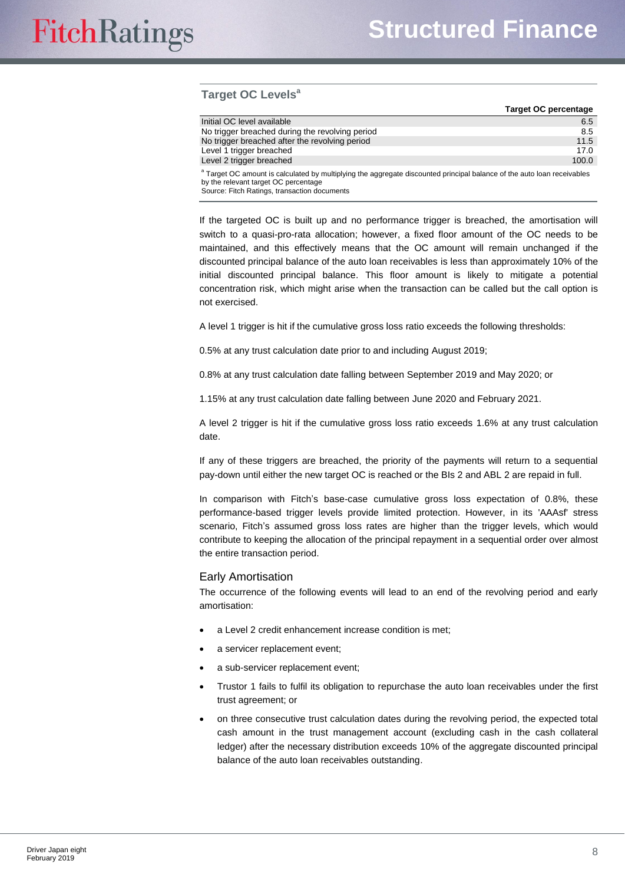### Target OC Levels[a]

| | Target OC percentage |
|---|---|
| Initial OC level available | 6.5 |
| No trigger breached during the revolving period | 8.5 |
| No trigger breached after the revolving period | 11.5 |
| Level 1 trigger breached | 17.0 |
| Level 2 trigger breached | 100.0 |

[a] Target OC amount is calculated by multiplying the aggregate discounted principal balance of the auto loan receivables by the relevant target OC percentage
Source: Fitch Ratings, transaction documents

If the targeted OC is built up and no performance trigger is breached, the amortisation will switch to a quasi-pro-rata allocation; however, a fixed floor amount of the OC needs to be maintained, and this effectively means that the OC amount will remain unchanged if the discounted principal balance of the auto loan receivables is less than approximately 10% of the initial discounted principal balance. This floor amount is likely to mitigate a potential concentration risk, which might arise when the transaction can be called but the call option is not exercised.

A level 1 trigger is hit if the cumulative gross loss ratio exceeds the following thresholds:

0.5% at any trust calculation date prior to and including August 2019;

0.8% at any trust calculation date falling between September 2019 and May 2020; or

1.15% at any trust calculation date falling between June 2020 and February 2021.

A level 2 trigger is hit if the cumulative gross loss ratio exceeds 1.6% at any trust calculation date.

If any of these triggers are breached, the priority of the payments will return to a sequential pay-down until either the new target OC is reached or the BIs 2 and ABL 2 are repaid in full.

In comparison with Fitch's base-case cumulative gross loss expectation of 0.8%, these performance-based trigger levels provide limited protection. However, in its 'AAAsf' stress scenario, Fitch's assumed gross loss rates are higher than the trigger levels, which would contribute to keeping the allocation of the principal repayment in a sequential order over almost the entire transaction period.

## Early Amortisation

The occurrence of the following events will lead to an end of the revolving period and early amortisation:

- a Level 2 credit enhancement increase condition is met;
- a servicer replacement event;
- a sub-servicer replacement event;
- Trustor 1 fails to fulfil its obligation to repurchase the auto loan receivables under the first trust agreement; or
- on three consecutive trust calculation dates during the revolving period, the expected total cash amount in the trust management account (excluding cash in the cash collateral ledger) after the necessary distribution exceeds 10% of the aggregate discounted principal balance of the auto loan receivables outstanding.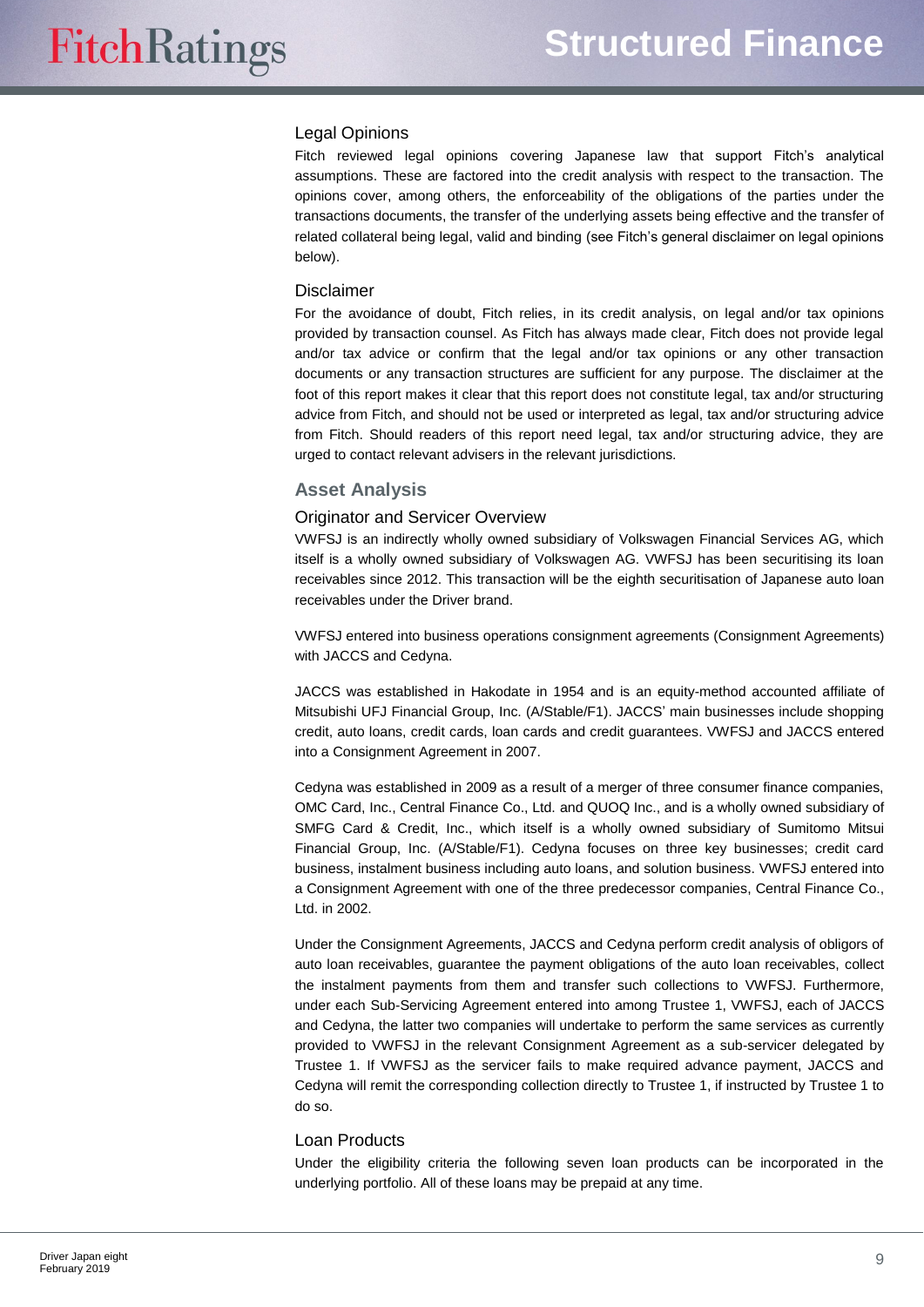### Legal Opinions

Fitch reviewed legal opinions covering Japanese law that support Fitch's analytical assumptions. These are factored into the credit analysis with respect to the transaction. The opinions cover, among others, the enforceability of the obligations of the parties under the transactions documents, the transfer of the underlying assets being effective and the transfer of related collateral being legal, valid and binding (see Fitch's general disclaimer on legal opinions below).

### Disclaimer

For the avoidance of doubt, Fitch relies, in its credit analysis, on legal and/or tax opinions provided by transaction counsel. As Fitch has always made clear, Fitch does not provide legal and/or tax advice or confirm that the legal and/or tax opinions or any other transaction documents or any transaction structures are sufficient for any purpose. The disclaimer at the foot of this report makes it clear that this report does not constitute legal, tax and/or structuring advice from Fitch, and should not be used or interpreted as legal, tax and/or structuring advice from Fitch. Should readers of this report need legal, tax and/or structuring advice, they are urged to contact relevant advisers in the relevant jurisdictions.

## Asset Analysis

### Originator and Servicer Overview

VWFSJ is an indirectly wholly owned subsidiary of Volkswagen Financial Services AG, which itself is a wholly owned subsidiary of Volkswagen AG. VWFSJ has been securitising its loan receivables since 2012. This transaction will be the eighth securitisation of Japanese auto loan receivables under the Driver brand.

VWFSJ entered into business operations consignment agreements (Consignment Agreements) with JACCS and Cedyna.

JACCS was established in Hakodate in 1954 and is an equity-method accounted affiliate of Mitsubishi UFJ Financial Group, Inc. (A/Stable/F1). JACCS' main businesses include shopping credit, auto loans, credit cards, loan cards and credit guarantees. VWFSJ and JACCS entered into a Consignment Agreement in 2007.

Cedyna was established in 2009 as a result of a merger of three consumer finance companies, OMC Card, Inc., Central Finance Co., Ltd. and QUOQ Inc., and is a wholly owned subsidiary of SMFG Card & Credit, Inc., which itself is a wholly owned subsidiary of Sumitomo Mitsui Financial Group, Inc. (A/Stable/F1). Cedyna focuses on three key businesses; credit card business, instalment business including auto loans, and solution business. VWFSJ entered into a Consignment Agreement with one of the three predecessor companies, Central Finance Co., Ltd. in 2002.

Under the Consignment Agreements, JACCS and Cedyna perform credit analysis of obligors of auto loan receivables, guarantee the payment obligations of the auto loan receivables, collect the instalment payments from them and transfer such collections to VWFSJ. Furthermore, under each Sub-Servicing Agreement entered into among Trustee 1, VWFSJ, each of JACCS and Cedyna, the latter two companies will undertake to perform the same services as currently provided to VWFSJ in the relevant Consignment Agreement as a sub-servicer delegated by Trustee 1. If VWFSJ as the servicer fails to make required advance payment, JACCS and Cedyna will remit the corresponding collection directly to Trustee 1, if instructed by Trustee 1 to do so.

### Loan Products

Under the eligibility criteria the following seven loan products can be incorporated in the underlying portfolio. All of these loans may be prepaid at any time.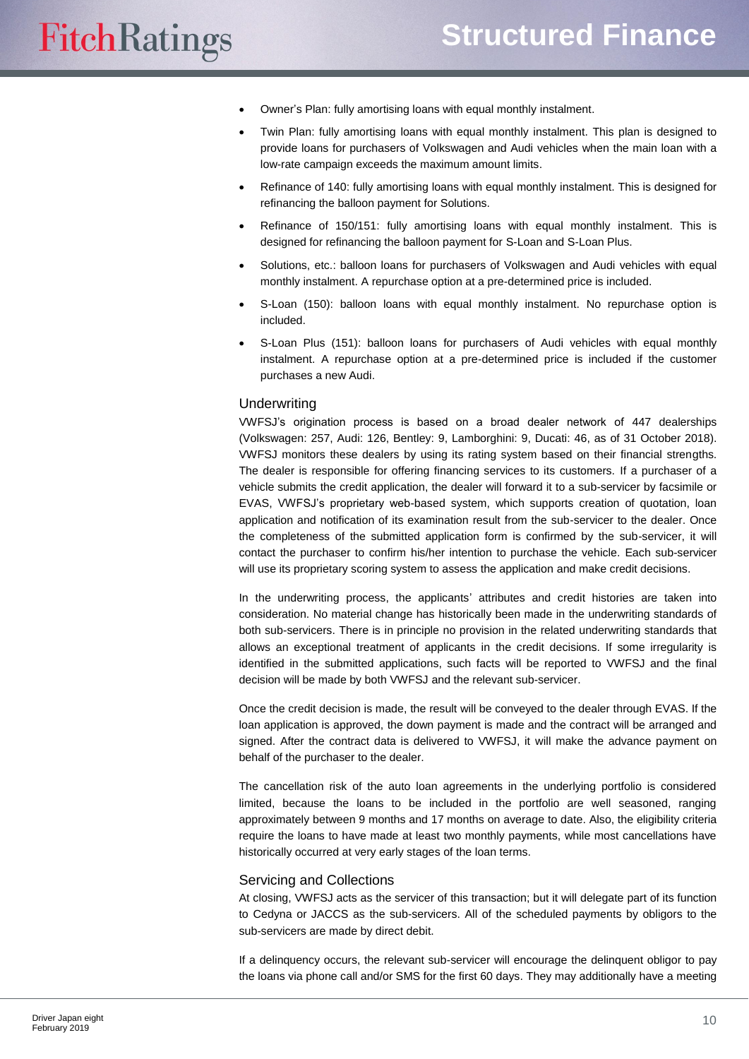- Owner's Plan: fully amortising loans with equal monthly instalment.
- Twin Plan: fully amortising loans with equal monthly instalment. This plan is designed to provide loans for purchasers of Volkswagen and Audi vehicles when the main loan with a low-rate campaign exceeds the maximum amount limits.
- Refinance of 140: fully amortising loans with equal monthly instalment. This is designed for refinancing the balloon payment for Solutions.
- Refinance of 150/151: fully amortising loans with equal monthly instalment. This is designed for refinancing the balloon payment for S-Loan and S-Loan Plus.
- Solutions, etc.: balloon loans for purchasers of Volkswagen and Audi vehicles with equal monthly instalment. A repurchase option at a pre-determined price is included.
- S-Loan (150): balloon loans with equal monthly instalment. No repurchase option is included.
- S-Loan Plus (151): balloon loans for purchasers of Audi vehicles with equal monthly instalment. A repurchase option at a pre-determined price is included if the customer purchases a new Audi.

## Underwriting

VWFSJ's origination process is based on a broad dealer network of 447 dealerships (Volkswagen: 257, Audi: 126, Bentley: 9, Lamborghini: 9, Ducati: 46, as of 31 October 2018). VWFSJ monitors these dealers by using its rating system based on their financial strengths. The dealer is responsible for offering financing services to its customers. If a purchaser of a vehicle submits the credit application, the dealer will forward it to a sub-servicer by facsimile or EVAS, VWFSJ's proprietary web-based system, which supports creation of quotation, loan application and notification of its examination result from the sub-servicer to the dealer. Once the completeness of the submitted application form is confirmed by the sub-servicer, it will contact the purchaser to confirm his/her intention to purchase the vehicle. Each sub-servicer will use its proprietary scoring system to assess the application and make credit decisions.

In the underwriting process, the applicants' attributes and credit histories are taken into consideration. No material change has historically been made in the underwriting standards of both sub-servicers. There is in principle no provision in the related underwriting standards that allows an exceptional treatment of applicants in the credit decisions. If some irregularity is identified in the submitted applications, such facts will be reported to VWFSJ and the final decision will be made by both VWFSJ and the relevant sub-servicer.

Once the credit decision is made, the result will be conveyed to the dealer through EVAS. If the loan application is approved, the down payment is made and the contract will be arranged and signed. After the contract data is delivered to VWFSJ, it will make the advance payment on behalf of the purchaser to the dealer.

The cancellation risk of the auto loan agreements in the underlying portfolio is considered limited, because the loans to be included in the portfolio are well seasoned, ranging approximately between 9 months and 17 months on average to date. Also, the eligibility criteria require the loans to have made at least two monthly payments, while most cancellations have historically occurred at very early stages of the loan terms.

## Servicing and Collections

At closing, VWFSJ acts as the servicer of this transaction; but it will delegate part of its function to Cedyna or JACCS as the sub-servicers. All of the scheduled payments by obligors to the sub-servicers are made by direct debit.

If a delinquency occurs, the relevant sub-servicer will encourage the delinquent obligor to pay the loans via phone call and/or SMS for the first 60 days. They may additionally have a meeting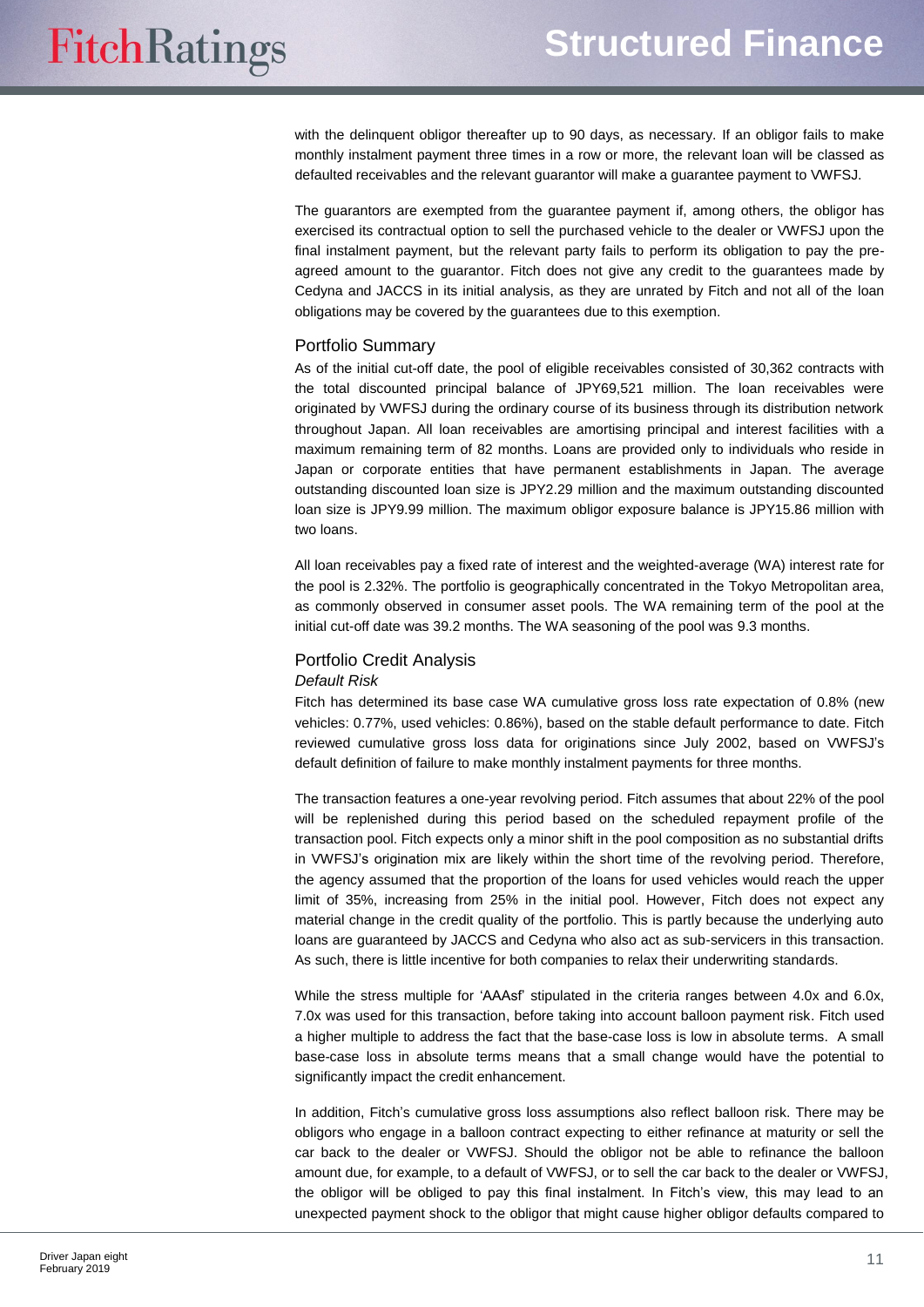with the delinquent obligor thereafter up to 90 days, as necessary. If an obligor fails to make monthly instalment payment three times in a row or more, the relevant loan will be classed as defaulted receivables and the relevant guarantor will make a guarantee payment to VWFSJ.

The guarantors are exempted from the guarantee payment if, among others, the obligor has exercised its contractual option to sell the purchased vehicle to the dealer or VWFSJ upon the final instalment payment, but the relevant party fails to perform its obligation to pay the pre-agreed amount to the guarantor. Fitch does not give any credit to the guarantees made by Cedyna and JACCS in its initial analysis, as they are unrated by Fitch and not all of the loan obligations may be covered by the guarantees due to this exemption.

## Portfolio Summary

As of the initial cut-off date, the pool of eligible receivables consisted of 30,362 contracts with the total discounted principal balance of JPY69,521 million. The loan receivables were originated by VWFSJ during the ordinary course of its business through its distribution network throughout Japan. All loan receivables are amortising principal and interest facilities with a maximum remaining term of 82 months. Loans are provided only to individuals who reside in Japan or corporate entities that have permanent establishments in Japan. The average outstanding discounted loan size is JPY2.29 million and the maximum outstanding discounted loan size is JPY9.99 million. The maximum obligor exposure balance is JPY15.86 million with two loans.

All loan receivables pay a fixed rate of interest and the weighted-average (WA) interest rate for the pool is 2.32%. The portfolio is geographically concentrated in the Tokyo Metropolitan area, as commonly observed in consumer asset pools. The WA remaining term of the pool at the initial cut-off date was 39.2 months. The WA seasoning of the pool was 9.3 months.

## Portfolio Credit Analysis

### *Default Risk*

Fitch has determined its base case WA cumulative gross loss rate expectation of 0.8% (new vehicles: 0.77%, used vehicles: 0.86%), based on the stable default performance to date. Fitch reviewed cumulative gross loss data for originations since July 2002, based on VWFSJ's default definition of failure to make monthly instalment payments for three months.

The transaction features a one-year revolving period. Fitch assumes that about 22% of the pool will be replenished during this period based on the scheduled repayment profile of the transaction pool. Fitch expects only a minor shift in the pool composition as no substantial drifts in VWFSJ's origination mix are likely within the short time of the revolving period. Therefore, the agency assumed that the proportion of the loans for used vehicles would reach the upper limit of 35%, increasing from 25% in the initial pool. However, Fitch does not expect any material change in the credit quality of the portfolio. This is partly because the underlying auto loans are guaranteed by JACCS and Cedyna who also act as sub-servicers in this transaction. As such, there is little incentive for both companies to relax their underwriting standards.

While the stress multiple for 'AAAsf' stipulated in the criteria ranges between 4.0x and 6.0x, 7.0x was used for this transaction, before taking into account balloon payment risk. Fitch used a higher multiple to address the fact that the base-case loss is low in absolute terms. A small base-case loss in absolute terms means that a small change would have the potential to significantly impact the credit enhancement.

In addition, Fitch's cumulative gross loss assumptions also reflect balloon risk. There may be obligors who engage in a balloon contract expecting to either refinance at maturity or sell the car back to the dealer or VWFSJ. Should the obligor not be able to refinance the balloon amount due, for example, to a default of VWFSJ, or to sell the car back to the dealer or VWFSJ, the obligor will be obliged to pay this final instalment. In Fitch's view, this may lead to an unexpected payment shock to the obligor that might cause higher obligor defaults compared to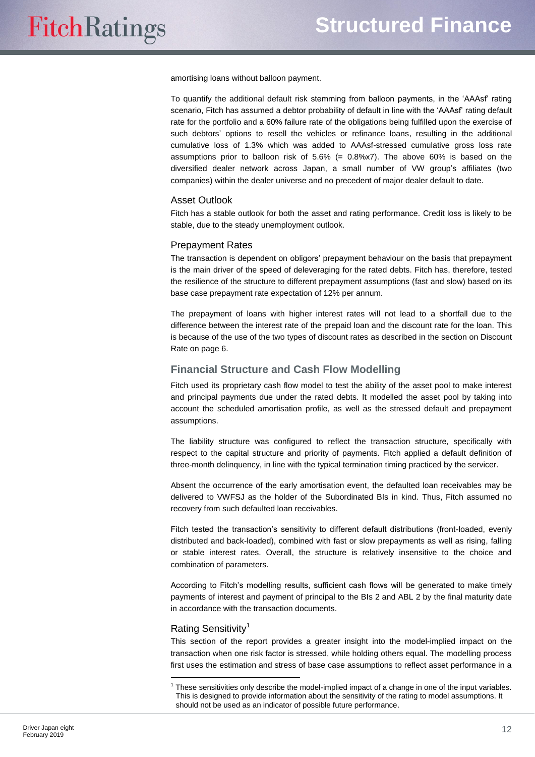amortising loans without balloon payment.

To quantify the additional default risk stemming from balloon payments, in the 'AAAsf' rating scenario, Fitch has assumed a debtor probability of default in line with the 'AAAsf' rating default rate for the portfolio and a 60% failure rate of the obligations being fulfilled upon the exercise of such debtors' options to resell the vehicles or refinance loans, resulting in the additional cumulative loss of 1.3% which was added to AAAsf-stressed cumulative gross loss rate assumptions prior to balloon risk of 5.6% (= 0.8%x7). The above 60% is based on the diversified dealer network across Japan, a small number of VW group's affiliates (two companies) within the dealer universe and no precedent of major dealer default to date.

### Asset Outlook

Fitch has a stable outlook for both the asset and rating performance. Credit loss is likely to be stable, due to the steady unemployment outlook.

### Prepayment Rates

The transaction is dependent on obligors' prepayment behaviour on the basis that prepayment is the main driver of the speed of deleveraging for the rated debts. Fitch has, therefore, tested the resilience of the structure to different prepayment assumptions (fast and slow) based on its base case prepayment rate expectation of 12% per annum.

The prepayment of loans with higher interest rates will not lead to a shortfall due to the difference between the interest rate of the prepaid loan and the discount rate for the loan. This is because of the use of the two types of discount rates as described in the section on Discount Rate on page 6.

## Financial Structure and Cash Flow Modelling

Fitch used its proprietary cash flow model to test the ability of the asset pool to make interest and principal payments due under the rated debts. It modelled the asset pool by taking into account the scheduled amortisation profile, as well as the stressed default and prepayment assumptions.

The liability structure was configured to reflect the transaction structure, specifically with respect to the capital structure and priority of payments. Fitch applied a default definition of three-month delinquency, in line with the typical termination timing practiced by the servicer.

Absent the occurrence of the early amortisation event, the defaulted loan receivables may be delivered to VWFSJ as the holder of the Subordinated BIs in kind. Thus, Fitch assumed no recovery from such defaulted loan receivables.

Fitch tested the transaction's sensitivity to different default distributions (front-loaded, evenly distributed and back-loaded), combined with fast or slow prepayments as well as rising, falling or stable interest rates. Overall, the structure is relatively insensitive to the choice and combination of parameters.

According to Fitch's modelling results, sufficient cash flows will be generated to make timely payments of interest and payment of principal to the BIs 2 and ABL 2 by the final maturity date in accordance with the transaction documents.

### Rating Sensitivity[1]

This section of the report provides a greater insight into the model-implied impact on the transaction when one risk factor is stressed, while holding others equal. The modelling process first uses the estimation and stress of base case assumptions to reflect asset performance in a

[1] These sensitivities only describe the model-implied impact of a change in one of the input variables. This is designed to provide information about the sensitivity of the rating to model assumptions. It should not be used as an indicator of possible future performance.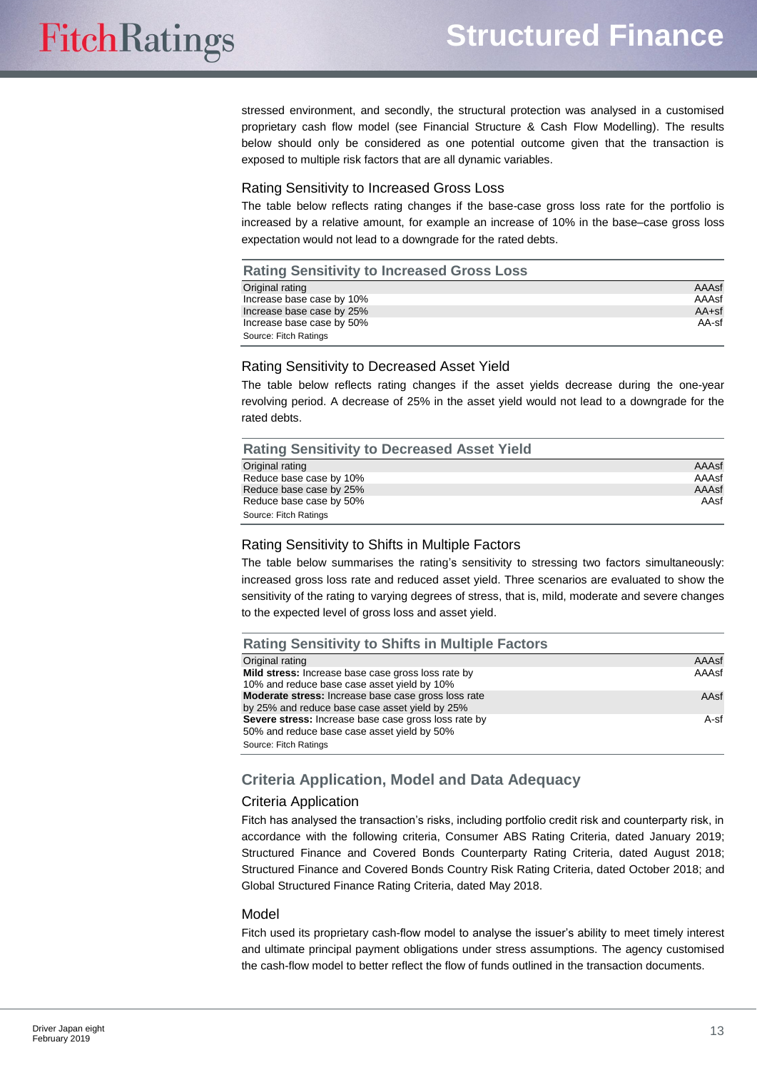stressed environment, and secondly, the structural protection was analysed in a customised proprietary cash flow model (see Financial Structure & Cash Flow Modelling). The results below should only be considered as one potential outcome given that the transaction is exposed to multiple risk factors that are all dynamic variables.

### Rating Sensitivity to Increased Gross Loss

The table below reflects rating changes if the base-case gross loss rate for the portfolio is increased by a relative amount, for example an increase of 10% in the base–case gross loss expectation would not lead to a downgrade for the rated debts.

**Rating Sensitivity to Increased Gross Loss**

| | |
|---|---|
| Original rating | AAAsf |
| Increase base case by 10% | AAAsf |
| Increase base case by 25% | AA+sf |
| Increase base case by 50% | AA-sf |

Source: Fitch Ratings

### Rating Sensitivity to Decreased Asset Yield

The table below reflects rating changes if the asset yields decrease during the one-year revolving period. A decrease of 25% in the asset yield would not lead to a downgrade for the rated debts.

**Rating Sensitivity to Decreased Asset Yield**

| | |
|---|---|
| Original rating | AAAsf |
| Reduce base case by 10% | AAAsf |
| Reduce base case by 25% | AAAsf |
| Reduce base case by 50% | AAsf |

Source: Fitch Ratings

### Rating Sensitivity to Shifts in Multiple Factors

The table below summarises the rating's sensitivity to stressing two factors simultaneously: increased gross loss rate and reduced asset yield. Three scenarios are evaluated to show the sensitivity of the rating to varying degrees of stress, that is, mild, moderate and severe changes to the expected level of gross loss and asset yield.

**Rating Sensitivity to Shifts in Multiple Factors**

| | |
|---|---|
| Original rating | AAAsf |
| **Mild stress:** Increase base case gross loss rate by 10% and reduce base case asset yield by 10% | AAAsf |
| **Moderate stress:** Increase base case gross loss rate by 25% and reduce base case asset yield by 25% | AAsf |
| **Severe stress:** Increase base case gross loss rate by 50% and reduce base case asset yield by 50% | A-sf |

Source: Fitch Ratings

## Criteria Application, Model and Data Adequacy

### Criteria Application

Fitch has analysed the transaction's risks, including portfolio credit risk and counterparty risk, in accordance with the following criteria, Consumer ABS Rating Criteria, dated January 2019; Structured Finance and Covered Bonds Counterparty Rating Criteria, dated August 2018; Structured Finance and Covered Bonds Country Risk Rating Criteria, dated October 2018; and Global Structured Finance Rating Criteria, dated May 2018.

### Model

Fitch used its proprietary cash-flow model to analyse the issuer's ability to meet timely interest and ultimate principal payment obligations under stress assumptions. The agency customised the cash-flow model to better reflect the flow of funds outlined in the transaction documents.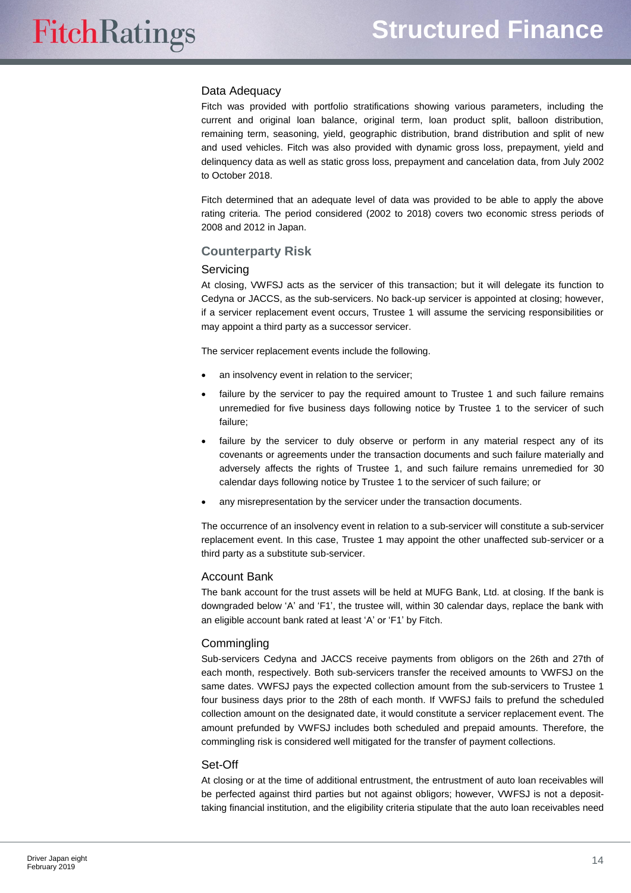### Data Adequacy

Fitch was provided with portfolio stratifications showing various parameters, including the current and original loan balance, original term, loan product split, balloon distribution, remaining term, seasoning, yield, geographic distribution, brand distribution and split of new and used vehicles. Fitch was also provided with dynamic gross loss, prepayment, yield and delinquency data as well as static gross loss, prepayment and cancelation data, from July 2002 to October 2018.

Fitch determined that an adequate level of data was provided to be able to apply the above rating criteria. The period considered (2002 to 2018) covers two economic stress periods of 2008 and 2012 in Japan.

## Counterparty Risk

### Servicing

At closing, VWFSJ acts as the servicer of this transaction; but it will delegate its function to Cedyna or JACCS, as the sub-servicers. No back-up servicer is appointed at closing; however, if a servicer replacement event occurs, Trustee 1 will assume the servicing responsibilities or may appoint a third party as a successor servicer.

The servicer replacement events include the following.

- an insolvency event in relation to the servicer;
- failure by the servicer to pay the required amount to Trustee 1 and such failure remains unremedied for five business days following notice by Trustee 1 to the servicer of such failure;
- failure by the servicer to duly observe or perform in any material respect any of its covenants or agreements under the transaction documents and such failure materially and adversely affects the rights of Trustee 1, and such failure remains unremedied for 30 calendar days following notice by Trustee 1 to the servicer of such failure; or
- any misrepresentation by the servicer under the transaction documents.

The occurrence of an insolvency event in relation to a sub-servicer will constitute a sub-servicer replacement event. In this case, Trustee 1 may appoint the other unaffected sub-servicer or a third party as a substitute sub-servicer.

### Account Bank

The bank account for the trust assets will be held at MUFG Bank, Ltd. at closing. If the bank is downgraded below ‘A’ and ‘F1’, the trustee will, within 30 calendar days, replace the bank with an eligible account bank rated at least ‘A’ or ‘F1’ by Fitch.

### Commingling

Sub-servicers Cedyna and JACCS receive payments from obligors on the 26th and 27th of each month, respectively. Both sub-servicers transfer the received amounts to VWFSJ on the same dates. VWFSJ pays the expected collection amount from the sub-servicers to Trustee 1 four business days prior to the 28th of each month. If VWFSJ fails to prefund the scheduled collection amount on the designated date, it would constitute a servicer replacement event. The amount prefunded by VWFSJ includes both scheduled and prepaid amounts. Therefore, the commingling risk is considered well mitigated for the transfer of payment collections.

### Set-Off

At closing or at the time of additional entrustment, the entrustment of auto loan receivables will be perfected against third parties but not against obligors; however, VWFSJ is not a deposit-taking financial institution, and the eligibility criteria stipulate that the auto loan receivables need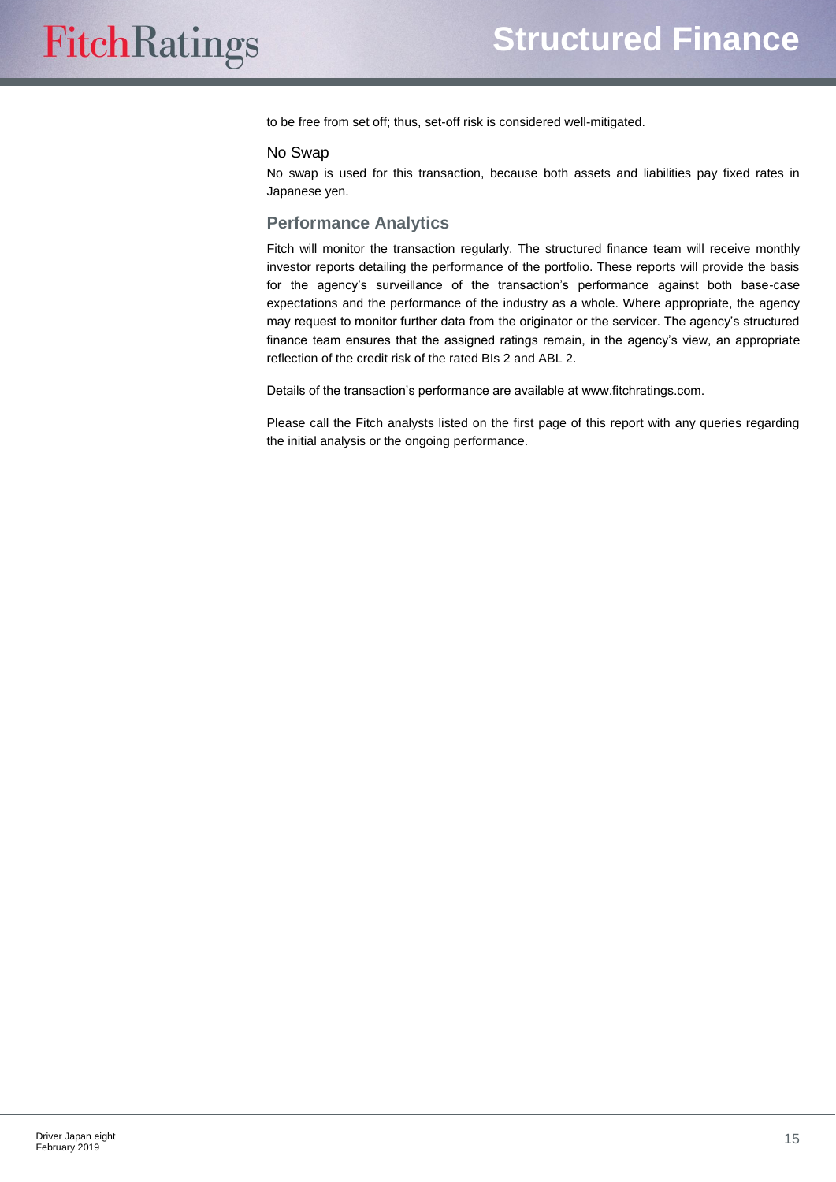to be free from set off; thus, set-off risk is considered well-mitigated.

### No Swap

No swap is used for this transaction, because both assets and liabilities pay fixed rates in Japanese yen.

## Performance Analytics

Fitch will monitor the transaction regularly. The structured finance team will receive monthly investor reports detailing the performance of the portfolio. These reports will provide the basis for the agency's surveillance of the transaction's performance against both base-case expectations and the performance of the industry as a whole. Where appropriate, the agency may request to monitor further data from the originator or the servicer. The agency's structured finance team ensures that the assigned ratings remain, in the agency's view, an appropriate reflection of the credit risk of the rated BIs 2 and ABL 2.

Details of the transaction's performance are available at www.fitchratings.com.

Please call the Fitch analysts listed on the first page of this report with any queries regarding the initial analysis or the ongoing performance.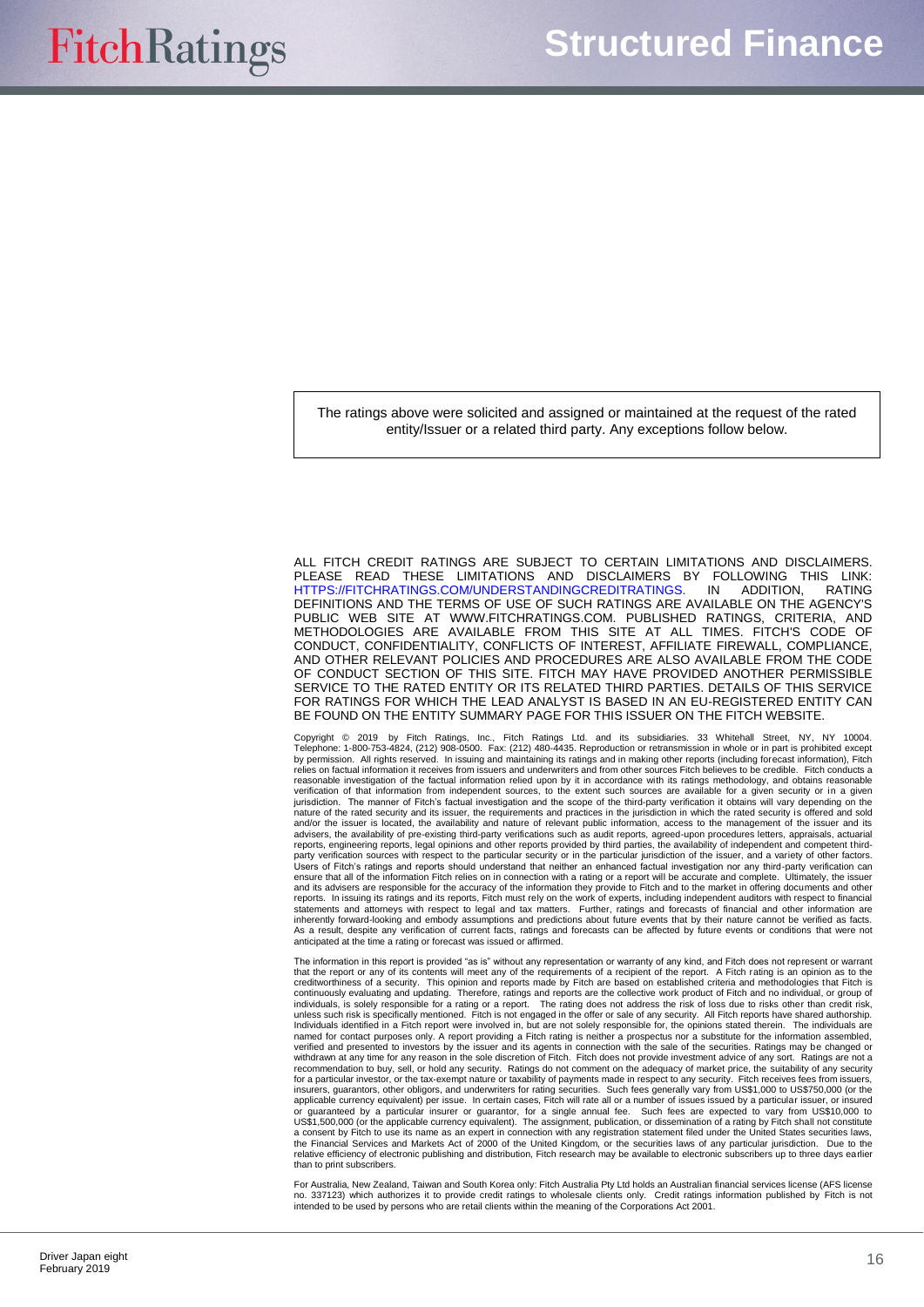The ratings above were solicited and assigned or maintained at the request of the rated entity/Issuer or a related third party. Any exceptions follow below.

ALL FITCH CREDIT RATINGS ARE SUBJECT TO CERTAIN LIMITATIONS AND DISCLAIMERS. PLEASE READ THESE LIMITATIONS AND DISCLAIMERS BY FOLLOWING THIS LINK: HTTPS://FITCHRATINGS.COM/UNDERSTANDINGCREDITRATINGS. IN ADDITION, RATING DEFINITIONS AND THE TERMS OF USE OF SUCH RATINGS ARE AVAILABLE ON THE AGENCY'S PUBLIC WEB SITE AT WWW.FITCHRATINGS.COM. PUBLISHED RATINGS, CRITERIA, AND METHODOLOGIES ARE AVAILABLE FROM THIS SITE AT ALL TIMES. FITCH'S CODE OF CONDUCT, CONFIDENTIALITY, CONFLICTS OF INTEREST, AFFILIATE FIREWALL, COMPLIANCE, AND OTHER RELEVANT POLICIES AND PROCEDURES ARE ALSO AVAILABLE FROM THE CODE OF CONDUCT SECTION OF THIS SITE. FITCH MAY HAVE PROVIDED ANOTHER PERMISSIBLE SERVICE TO THE RATED ENTITY OR ITS RELATED THIRD PARTIES. DETAILS OF THIS SERVICE FOR RATINGS FOR WHICH THE LEAD ANALYST IS BASED IN AN EU-REGISTERED ENTITY CAN BE FOUND ON THE ENTITY SUMMARY PAGE FOR THIS ISSUER ON THE FITCH WEBSITE.

Copyright © 2019 by Fitch Ratings, Inc., Fitch Ratings Ltd. and its subsidiaries. 33 Whitehall Street, NY, NY 10004. Telephone: 1-800-753-4824, (212) 908-0500. Fax: (212) 480-4435. Reproduction or retransmission in whole or in part is prohibited except by permission. All rights reserved. In issuing and maintaining its ratings and in making other reports (including forecast information), Fitch relies on factual information it receives from issuers and underwriters and from other sources Fitch believes to be credible. Fitch conducts a reasonable investigation of the factual information relied upon by it in accordance with its ratings methodology, and obtains reasonable verification of that information from independent sources, to the extent such sources are available for a given security or in a given jurisdiction. The manner of Fitch's factual investigation and the scope of the third-party verification it obtains will vary depending on the nature of the rated security and its issuer, the requirements and practices in the jurisdiction in which the rated security is offered and sold and/or the issuer is located, the availability and nature of relevant public information, access to the management of the issuer and its advisers, the availability of pre-existing third-party verifications such as audit reports, agreed-upon procedures letters, appraisals, actuarial reports, engineering reports, legal opinions and other reports provided by third parties, the availability of independent and competent third-party verification sources with respect to the particular security or in the particular jurisdiction of the issuer, and a variety of other factors. Users of Fitch's ratings and reports should understand that neither an enhanced factual investigation nor any third-party verification can ensure that all of the information Fitch relies on in connection with a rating or a report will be accurate and complete. Ultimately, the issuer and its advisers are responsible for the accuracy of the information they provide to Fitch and to the market in offering documents and other reports. In issuing its ratings and its reports, Fitch must rely on the work of experts, including independent auditors with respect to financial statements and attorneys with respect to legal and tax matters. Further, ratings and forecasts of financial and other information are inherently forward-looking and embody assumptions and predictions about future events that by their nature cannot be verified as facts. As a result, despite any verification of current facts, ratings and forecasts can be affected by future events or conditions that were not anticipated at the time a rating or forecast was issued or affirmed.

The information in this report is provided "as is" without any representation or warranty of any kind, and Fitch does not represent or warrant that the report or any of its contents will meet any of the requirements of a recipient of the report. A Fitch rating is an opinion as to the creditworthiness of a security. This opinion and reports made by Fitch are based on established criteria and methodologies that Fitch is continuously evaluating and updating. Therefore, ratings and reports are the collective work product of Fitch and no individual, or group of individuals, is solely responsible for a rating or a report. The rating does not address the risk of loss due to risks other than credit risk, unless such risk is specifically mentioned. Fitch is not engaged in the offer or sale of any security. All Fitch reports have shared authorship. Individuals identified in a Fitch report were involved in, but are not solely responsible for, the opinions stated therein. The individuals are named for contact purposes only. A report providing a Fitch rating is neither a prospectus nor a substitute for the information assembled, verified and presented to investors by the issuer and its agents in connection with the sale of the securities. Ratings may be changed or withdrawn at any time for any reason in the sole discretion of Fitch. Fitch does not provide investment advice of any sort. Ratings are not a recommendation to buy, sell, or hold any security. Ratings do not comment on the adequacy of market price, the suitability of any security for a particular investor, or the tax-exempt nature or taxability of payments made in respect to any security. Fitch receives fees from issuers, insurers, guarantors, other obligors, and underwriters for rating securities. Such fees generally vary from US$1,000 to US$750,000 (or the applicable currency equivalent) per issue. In certain cases, Fitch will rate all or a number of issues issued by a particular issuer, or insured or guaranteed by a particular insurer or guarantor, for a single annual fee. Such fees are expected to vary from US$10,000 to US$1,500,000 (or the applicable currency equivalent). The assignment, publication, or dissemination of a rating by Fitch shall not constitute a consent by Fitch to use its name as an expert in connection with any registration statement filed under the United States securities laws, the Financial Services and Markets Act of 2000 of the United Kingdom, or the securities laws of any particular jurisdiction. Due to the relative efficiency of electronic publishing and distribution, Fitch research may be available to electronic subscribers up to three days earlier than to print subscribers.

For Australia, New Zealand, Taiwan and South Korea only: Fitch Australia Pty Ltd holds an Australian financial services license (AFS license no. 337123) which authorizes it to provide credit ratings to wholesale clients only. Credit ratings information published by Fitch is not intended to be used by persons who are retail clients within the meaning of the Corporations Act 2001.